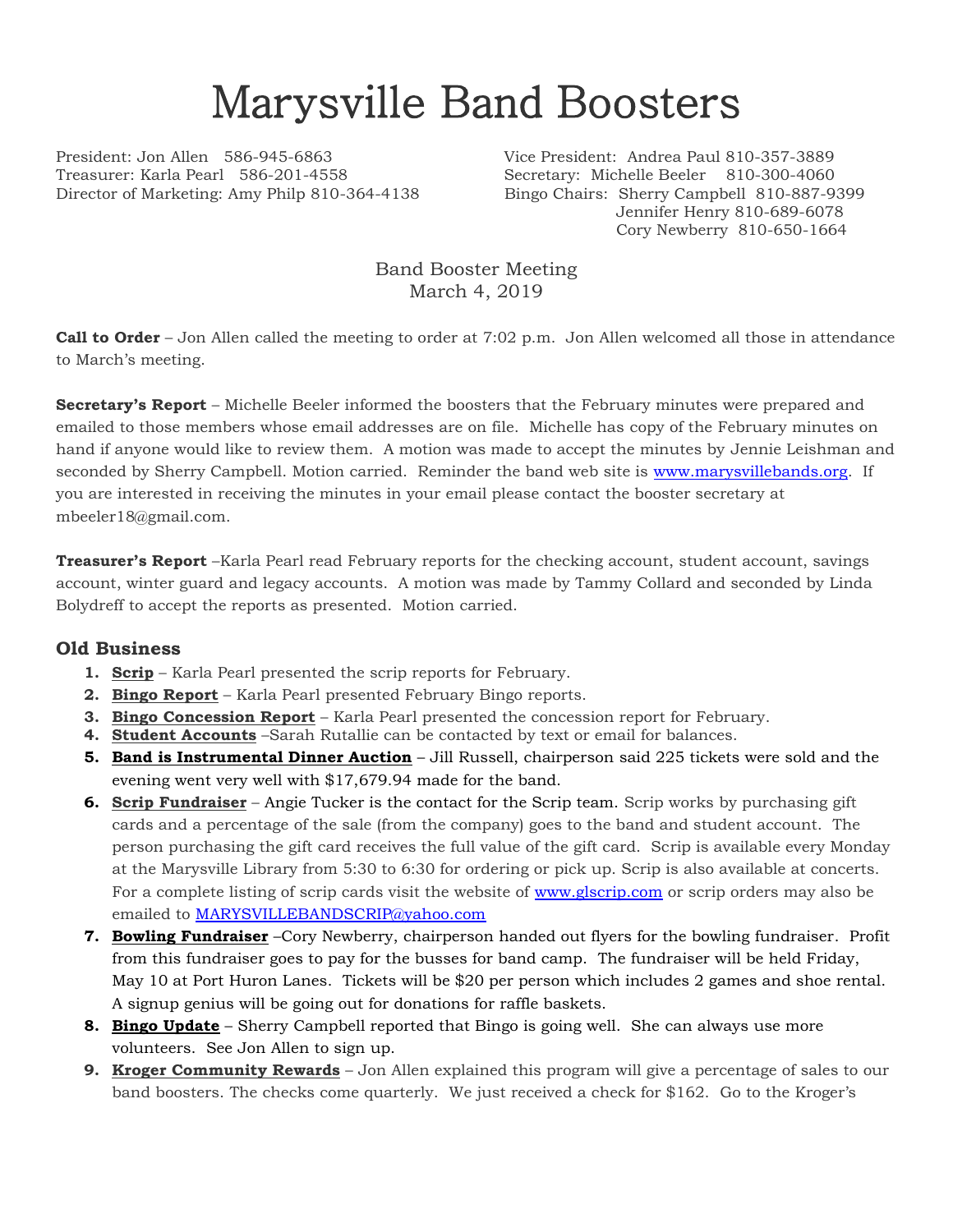# Marysville Band Boosters

President: Jon Allen 586-945-6863
Treasurer: Karla Pearl 586-201-4558
Director of Marketing: Amy Philp 810-364-4138

Vice President: Andrea Paul 810-357-3889
Secretary: Michelle Beeler 810-300-4060
Bingo Chairs: Sherry Campbell 810-887-9399
Jennifer Henry 810-689-6078
Cory Newberry 810-650-1664

Band Booster Meeting
March 4, 2019

**Call to Order** – Jon Allen called the meeting to order at 7:02 p.m. Jon Allen welcomed all those in attendance to March's meeting.

**Secretary's Report** – Michelle Beeler informed the boosters that the February minutes were prepared and emailed to those members whose email addresses are on file. Michelle has copy of the February minutes on hand if anyone would like to review them. A motion was made to accept the minutes by Jennie Leishman and seconded by Sherry Campbell. Motion carried. Reminder the band web site is www.marysvillebands.org. If you are interested in receiving the minutes in your email please contact the booster secretary at mbeeler18@gmail.com.

**Treasurer's Report** –Karla Pearl read February reports for the checking account, student account, savings account, winter guard and legacy accounts. A motion was made by Tammy Collard and seconded by Linda Bolydreff to accept the reports as presented. Motion carried.

### Old Business

1. **Scrip** – Karla Pearl presented the scrip reports for February.
2. **Bingo Report** – Karla Pearl presented February Bingo reports.
3. **Bingo Concession Report** – Karla Pearl presented the concession report for February.
4. **Student Accounts** –Sarah Rutallie can be contacted by text or email for balances.
5. **Band is Instrumental Dinner Auction** – Jill Russell, chairperson said 225 tickets were sold and the evening went very well with $17,679.94 made for the band.
6. **Scrip Fundraiser** – Angie Tucker is the contact for the Scrip team. Scrip works by purchasing gift cards and a percentage of the sale (from the company) goes to the band and student account. The person purchasing the gift card receives the full value of the gift card. Scrip is available every Monday at the Marysville Library from 5:30 to 6:30 for ordering or pick up. Scrip is also available at concerts. For a complete listing of scrip cards visit the website of www.glscrip.com or scrip orders may also be emailed to MARYSVILLEBANDSCRIP@yahoo.com
7. **Bowling Fundraiser** –Cory Newberry, chairperson handed out flyers for the bowling fundraiser. Profit from this fundraiser goes to pay for the busses for band camp. The fundraiser will be held Friday, May 10 at Port Huron Lanes. Tickets will be $20 per person which includes 2 games and shoe rental. A signup genius will be going out for donations for raffle baskets.
8. **Bingo Update** – Sherry Campbell reported that Bingo is going well. She can always use more volunteers. See Jon Allen to sign up.
9. **Kroger Community Rewards** – Jon Allen explained this program will give a percentage of sales to our band boosters. The checks come quarterly. We just received a check for $162. Go to the Kroger's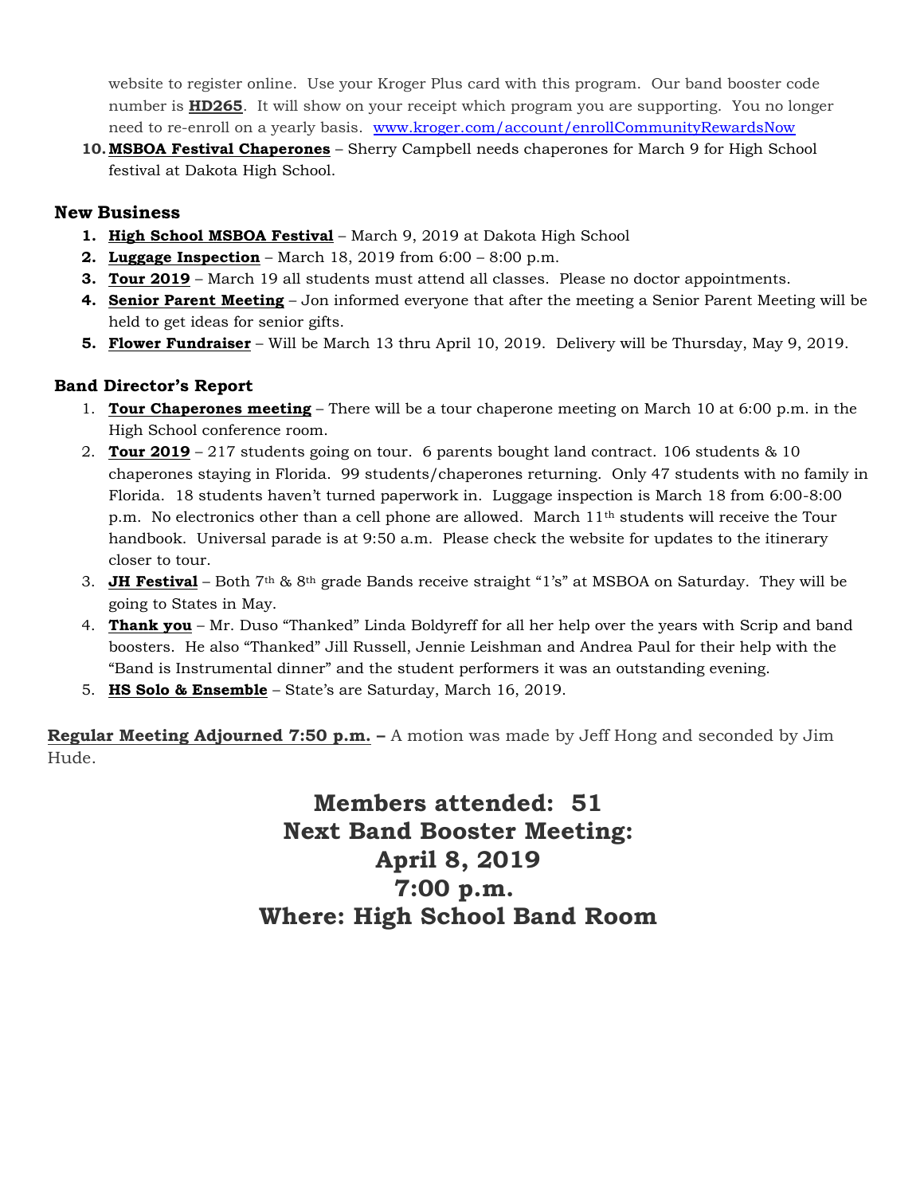website to register online. Use your Kroger Plus card with this program. Our band booster code number is **HD265**. It will show on your receipt which program you are supporting. You no longer need to re-enroll on a yearly basis. www.kroger.com/account/enrollCommunityRewardsNow

10. **MSBOA Festival Chaperones** – Sherry Campbell needs chaperones for March 9 for High School festival at Dakota High School.

## New Business

1. **High School MSBOA Festival** – March 9, 2019 at Dakota High School
2. **Luggage Inspection** – March 18, 2019 from 6:00 – 8:00 p.m.
3. **Tour 2019** – March 19 all students must attend all classes. Please no doctor appointments.
4. **Senior Parent Meeting** – Jon informed everyone that after the meeting a Senior Parent Meeting will be held to get ideas for senior gifts.
5. **Flower Fundraiser** – Will be March 13 thru April 10, 2019. Delivery will be Thursday, May 9, 2019.

## Band Director's Report

1. **Tour Chaperones meeting** – There will be a tour chaperone meeting on March 10 at 6:00 p.m. in the High School conference room.
2. **Tour 2019** – 217 students going on tour. 6 parents bought land contract. 106 students & 10 chaperones staying in Florida. 99 students/chaperones returning. Only 47 students with no family in Florida. 18 students haven't turned paperwork in. Luggage inspection is March 18 from 6:00-8:00 p.m. No electronics other than a cell phone are allowed. March 11th students will receive the Tour handbook. Universal parade is at 9:50 a.m. Please check the website for updates to the itinerary closer to tour.
3. **JH Festival** – Both 7th & 8th grade Bands receive straight "1's" at MSBOA on Saturday. They will be going to States in May.
4. **Thank you** – Mr. Duso "Thanked" Linda Boldyreff for all her help over the years with Scrip and band boosters. He also "Thanked" Jill Russell, Jennie Leishman and Andrea Paul for their help with the "Band is Instrumental dinner" and the student performers it was an outstanding evening.
5. **HS Solo & Ensemble** – State's are Saturday, March 16, 2019.

**Regular Meeting Adjourned 7:50 p.m. –** A motion was made by Jeff Hong and seconded by Jim Hude.

**Members attended: 51**
**Next Band Booster Meeting:**
**April 8, 2019**
**7:00 p.m.**
**Where: High School Band Room**